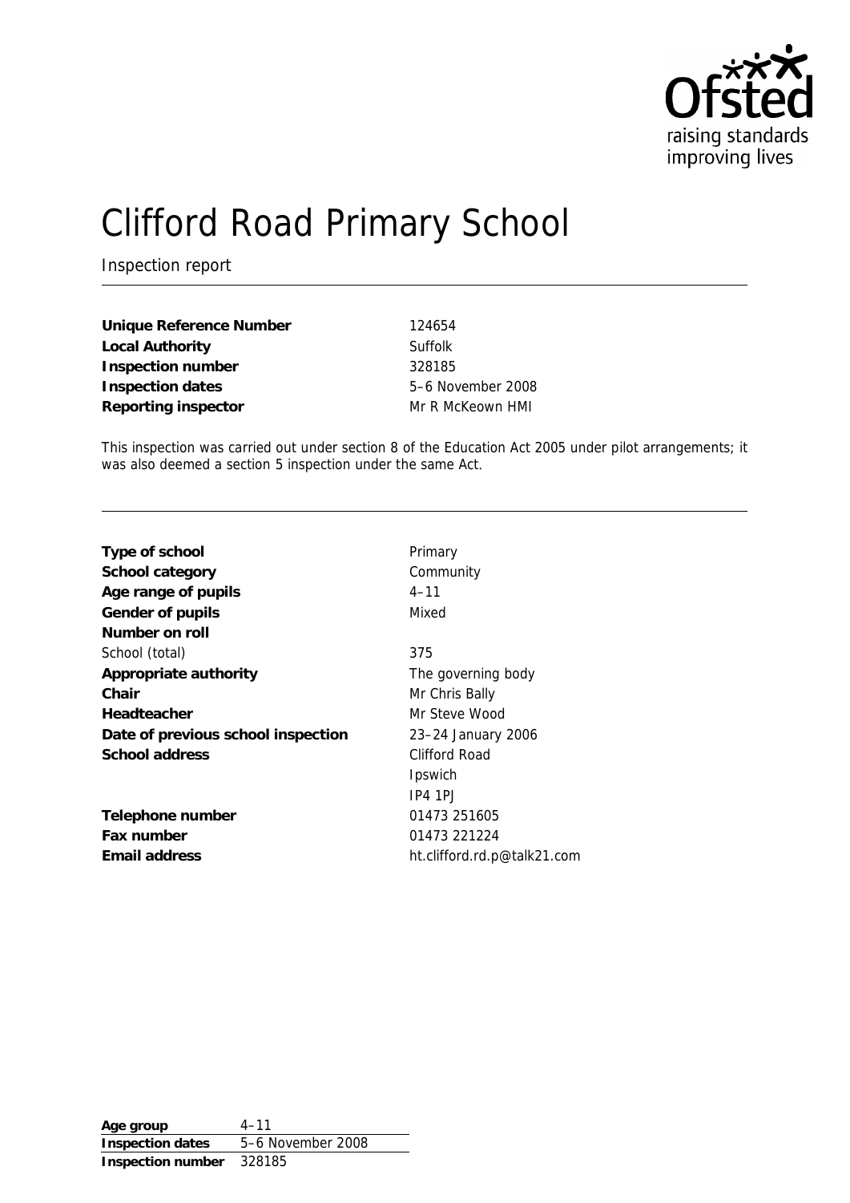# Clifford Road Primary School

Inspection report

| | |
|---|---|
| **Unique Reference Number** | 124654 |
| **Local Authority** | Suffolk |
| **Inspection number** | 328185 |
| **Inspection dates** | 5–6 November 2008 |
| **Reporting inspector** | Mr R McKeown HMI |

This inspection was carried out under section 8 of the Education Act 2005 under pilot arrangements; it was also deemed a section 5 inspection under the same Act.

| | |
|---|---|
| **Type of school** | Primary |
| **School category** | Community |
| **Age range of pupils** | 4–11 |
| **Gender of pupils** | Mixed |
| **Number on roll** | |
| School (total) | 375 |
| **Appropriate authority** | The governing body |
| **Chair** | Mr Chris Bally |
| **Headteacher** | Mr Steve Wood |
| **Date of previous school inspection** | 23–24 January 2006 |
| **School address** | Clifford Road<br>Ipswich<br>IP4 1PJ |
| **Telephone number** | 01473 251605 |
| **Fax number** | 01473 221224 |
| **Email address** | ht.clifford.rd.p@talk21.com |

| | |
|---|---|
| **Age group** | 4–11 |
| **Inspection dates** | 5–6 November 2008 |
| **Inspection number** | 328185 |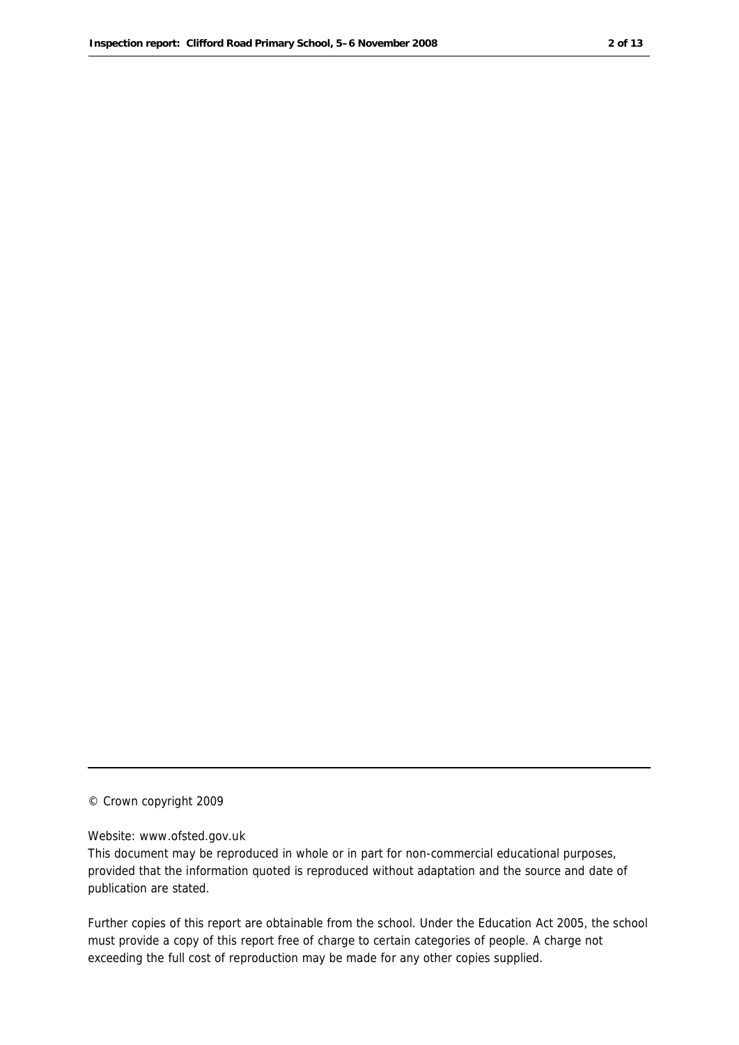© Crown copyright 2009

Website: www.ofsted.gov.uk

This document may be reproduced in whole or in part for non-commercial educational purposes, provided that the information quoted is reproduced without adaptation and the source and date of publication are stated.

Further copies of this report are obtainable from the school. Under the Education Act 2005, the school must provide a copy of this report free of charge to certain categories of people. A charge not exceeding the full cost of reproduction may be made for any other copies supplied.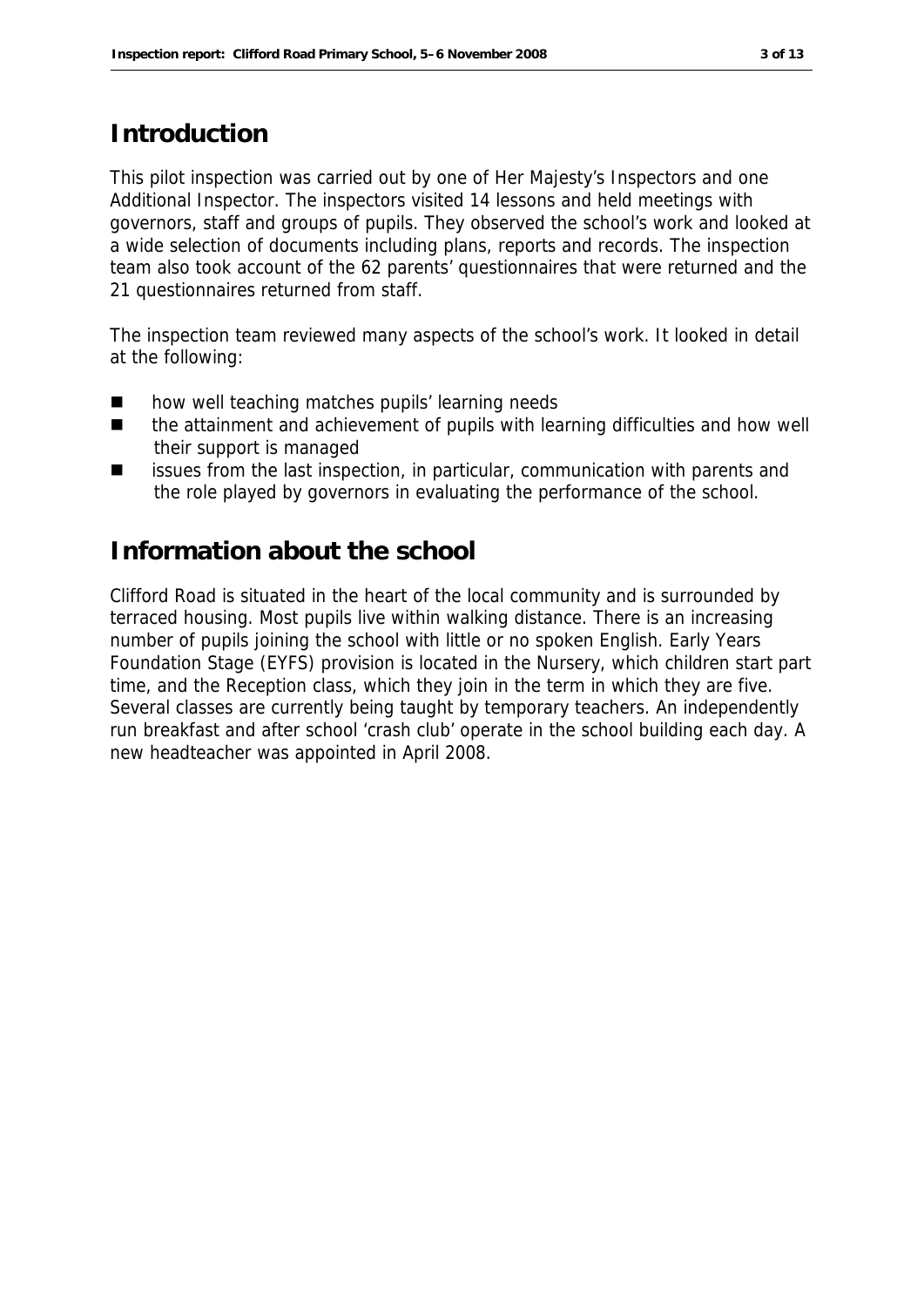## Introduction

This pilot inspection was carried out by one of Her Majesty's Inspectors and one Additional Inspector. The inspectors visited 14 lessons and held meetings with governors, staff and groups of pupils. They observed the school's work and looked at a wide selection of documents including plans, reports and records. The inspection team also took account of the 62 parents' questionnaires that were returned and the 21 questionnaires returned from staff.

The inspection team reviewed many aspects of the school's work. It looked in detail at the following:

- how well teaching matches pupils' learning needs
- the attainment and achievement of pupils with learning difficulties and how well their support is managed
- issues from the last inspection, in particular, communication with parents and the role played by governors in evaluating the performance of the school.

## Information about the school

Clifford Road is situated in the heart of the local community and is surrounded by terraced housing. Most pupils live within walking distance. There is an increasing number of pupils joining the school with little or no spoken English. Early Years Foundation Stage (EYFS) provision is located in the Nursery, which children start part time, and the Reception class, which they join in the term in which they are five. Several classes are currently being taught by temporary teachers. An independently run breakfast and after school 'crash club' operate in the school building each day. A new headteacher was appointed in April 2008.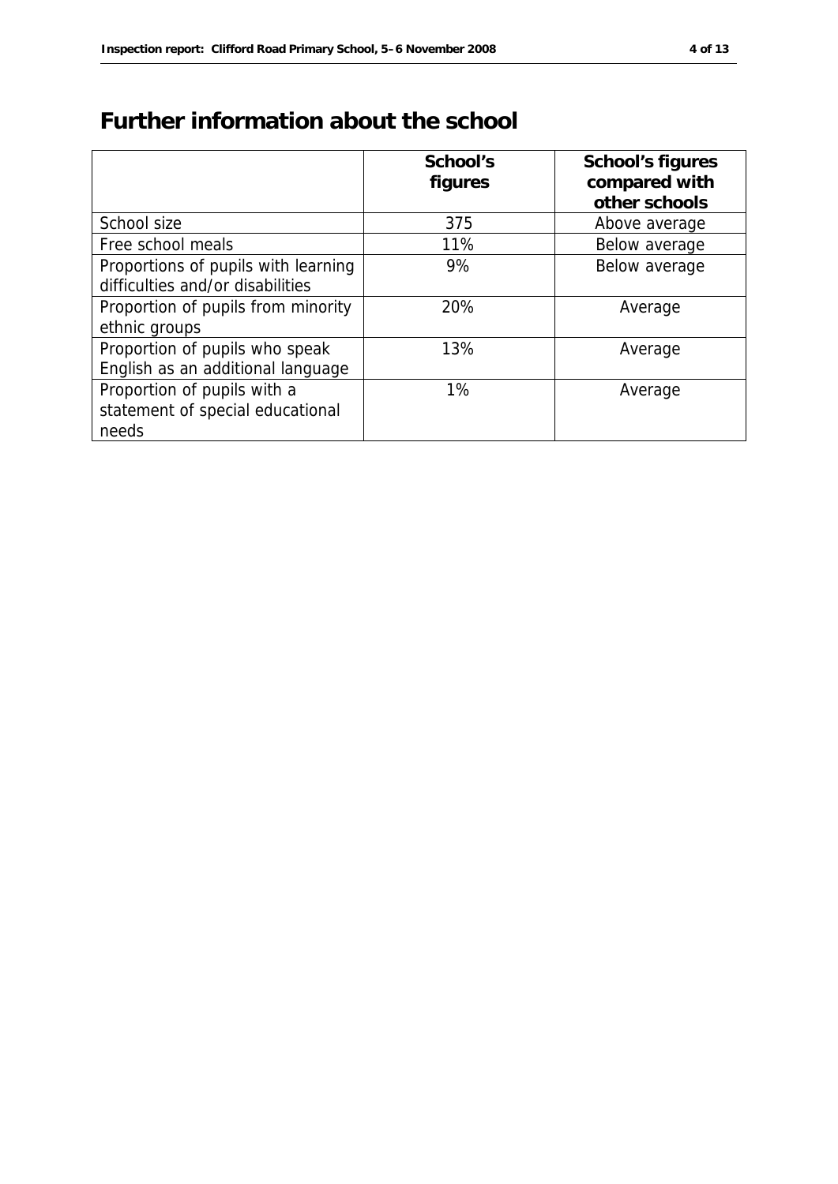# Further information about the school

| | School's figures | School's figures compared with other schools |
|---|---|---|
| School size | 375 | Above average |
| Free school meals | 11% | Below average |
| Proportions of pupils with learning difficulties and/or disabilities | 9% | Below average |
| Proportion of pupils from minority ethnic groups | 20% | Average |
| Proportion of pupils who speak English as an additional language | 13% | Average |
| Proportion of pupils with a statement of special educational needs | 1% | Average |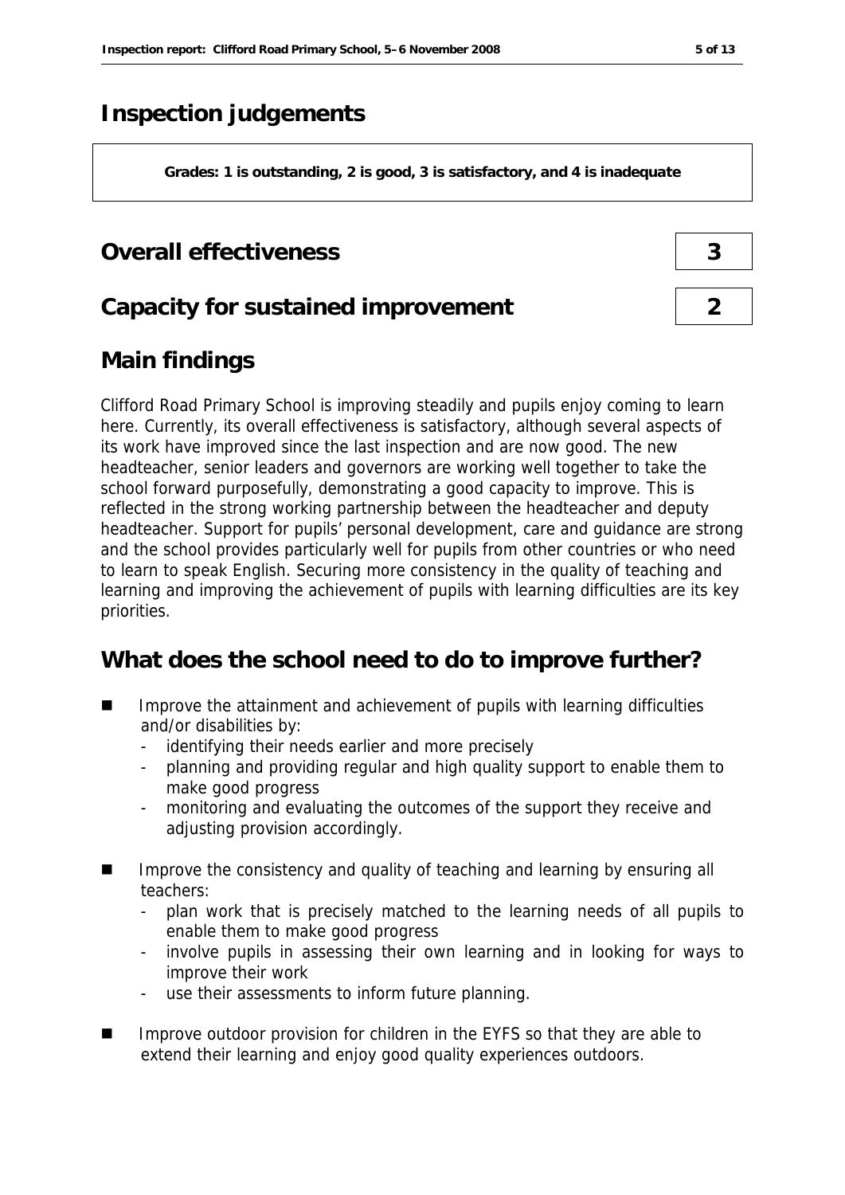# Inspection judgements

**Grades: 1 is outstanding, 2 is good, 3 is satisfactory, and 4 is inadequate**

## Overall effectiveness — 3

## Capacity for sustained improvement — 2

## Main findings

Clifford Road Primary School is improving steadily and pupils enjoy coming to learn here. Currently, its overall effectiveness is satisfactory, although several aspects of its work have improved since the last inspection and are now good. The new headteacher, senior leaders and governors are working well together to take the school forward purposefully, demonstrating a good capacity to improve. This is reflected in the strong working partnership between the headteacher and deputy headteacher. Support for pupils' personal development, care and guidance are strong and the school provides particularly well for pupils from other countries or who need to learn to speak English. Securing more consistency in the quality of teaching and learning and improving the achievement of pupils with learning difficulties are its key priorities.

## What does the school need to do to improve further?

- Improve the attainment and achievement of pupils with learning difficulties and/or disabilities by:
  - identifying their needs earlier and more precisely
  - planning and providing regular and high quality support to enable them to make good progress
  - monitoring and evaluating the outcomes of the support they receive and adjusting provision accordingly.
- Improve the consistency and quality of teaching and learning by ensuring all teachers:
  - plan work that is precisely matched to the learning needs of all pupils to enable them to make good progress
  - involve pupils in assessing their own learning and in looking for ways to improve their work
  - use their assessments to inform future planning.
- Improve outdoor provision for children in the EYFS so that they are able to extend their learning and enjoy good quality experiences outdoors.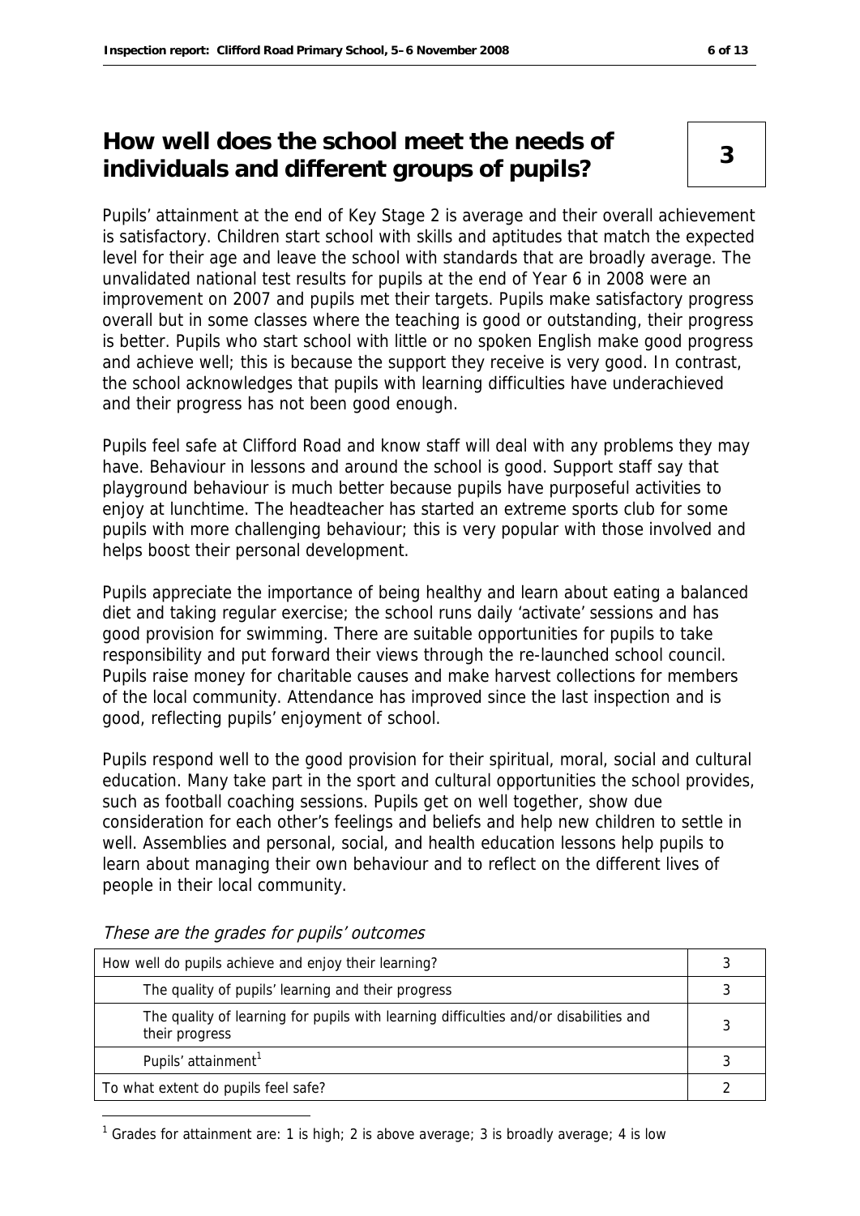## How well does the school meet the needs of individuals and different groups of pupils?

**3**

Pupils' attainment at the end of Key Stage 2 is average and their overall achievement is satisfactory. Children start school with skills and aptitudes that match the expected level for their age and leave the school with standards that are broadly average. The unvalidated national test results for pupils at the end of Year 6 in 2008 were an improvement on 2007 and pupils met their targets. Pupils make satisfactory progress overall but in some classes where the teaching is good or outstanding, their progress is better. Pupils who start school with little or no spoken English make good progress and achieve well; this is because the support they receive is very good. In contrast, the school acknowledges that pupils with learning difficulties have underachieved and their progress has not been good enough.

Pupils feel safe at Clifford Road and know staff will deal with any problems they may have. Behaviour in lessons and around the school is good. Support staff say that playground behaviour is much better because pupils have purposeful activities to enjoy at lunchtime. The headteacher has started an extreme sports club for some pupils with more challenging behaviour; this is very popular with those involved and helps boost their personal development.

Pupils appreciate the importance of being healthy and learn about eating a balanced diet and taking regular exercise; the school runs daily 'activate' sessions and has good provision for swimming. There are suitable opportunities for pupils to take responsibility and put forward their views through the re-launched school council. Pupils raise money for charitable causes and make harvest collections for members of the local community. Attendance has improved since the last inspection and is good, reflecting pupils' enjoyment of school.

Pupils respond well to the good provision for their spiritual, moral, social and cultural education. Many take part in the sport and cultural opportunities the school provides, such as football coaching sessions. Pupils get on well together, show due consideration for each other's feelings and beliefs and help new children to settle in well. Assemblies and personal, social, and health education lessons help pupils to learn about managing their own behaviour and to reflect on the different lives of people in their local community.

*These are the grades for pupils' outcomes*

| | |
|---|---|
| How well do pupils achieve and enjoy their learning? | 3 |
| The quality of pupils' learning and their progress | 3 |
| The quality of learning for pupils with learning difficulties and/or disabilities and their progress | 3 |
| Pupils' attainment[1] | 3 |
| To what extent do pupils feel safe? | 2 |

[1] Grades for attainment are: 1 is high; 2 is above average; 3 is broadly average; 4 is low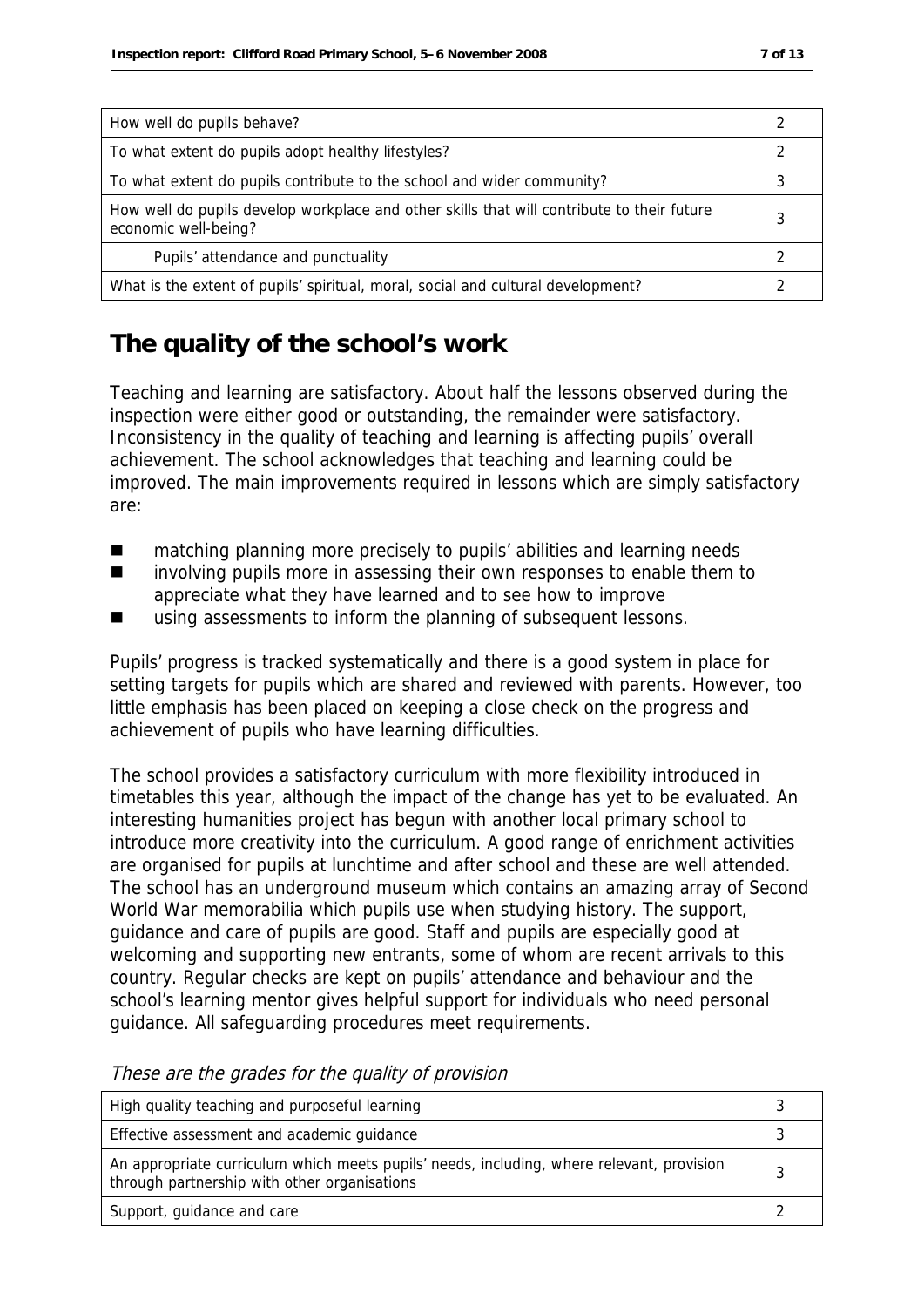| | |
|---|---|
| How well do pupils behave? | 2 |
| To what extent do pupils adopt healthy lifestyles? | 2 |
| To what extent do pupils contribute to the school and wider community? | 3 |
| How well do pupils develop workplace and other skills that will contribute to their future economic well-being? | 3 |
| Pupils' attendance and punctuality | 2 |
| What is the extent of pupils' spiritual, moral, social and cultural development? | 2 |

# The quality of the school's work

Teaching and learning are satisfactory. About half the lessons observed during the inspection were either good or outstanding, the remainder were satisfactory. Inconsistency in the quality of teaching and learning is affecting pupils' overall achievement. The school acknowledges that teaching and learning could be improved. The main improvements required in lessons which are simply satisfactory are:

- matching planning more precisely to pupils' abilities and learning needs
- involving pupils more in assessing their own responses to enable them to appreciate what they have learned and to see how to improve
- using assessments to inform the planning of subsequent lessons.

Pupils' progress is tracked systematically and there is a good system in place for setting targets for pupils which are shared and reviewed with parents. However, too little emphasis has been placed on keeping a close check on the progress and achievement of pupils who have learning difficulties.

The school provides a satisfactory curriculum with more flexibility introduced in timetables this year, although the impact of the change has yet to be evaluated. An interesting humanities project has begun with another local primary school to introduce more creativity into the curriculum. A good range of enrichment activities are organised for pupils at lunchtime and after school and these are well attended. The school has an underground museum which contains an amazing array of Second World War memorabilia which pupils use when studying history. The support, guidance and care of pupils are good. Staff and pupils are especially good at welcoming and supporting new entrants, some of whom are recent arrivals to this country. Regular checks are kept on pupils' attendance and behaviour and the school's learning mentor gives helpful support for individuals who need personal guidance. All safeguarding procedures meet requirements.

*These are the grades for the quality of provision*

| | |
|---|---|
| High quality teaching and purposeful learning | 3 |
| Effective assessment and academic guidance | 3 |
| An appropriate curriculum which meets pupils' needs, including, where relevant, provision through partnership with other organisations | 3 |
| Support, guidance and care | 2 |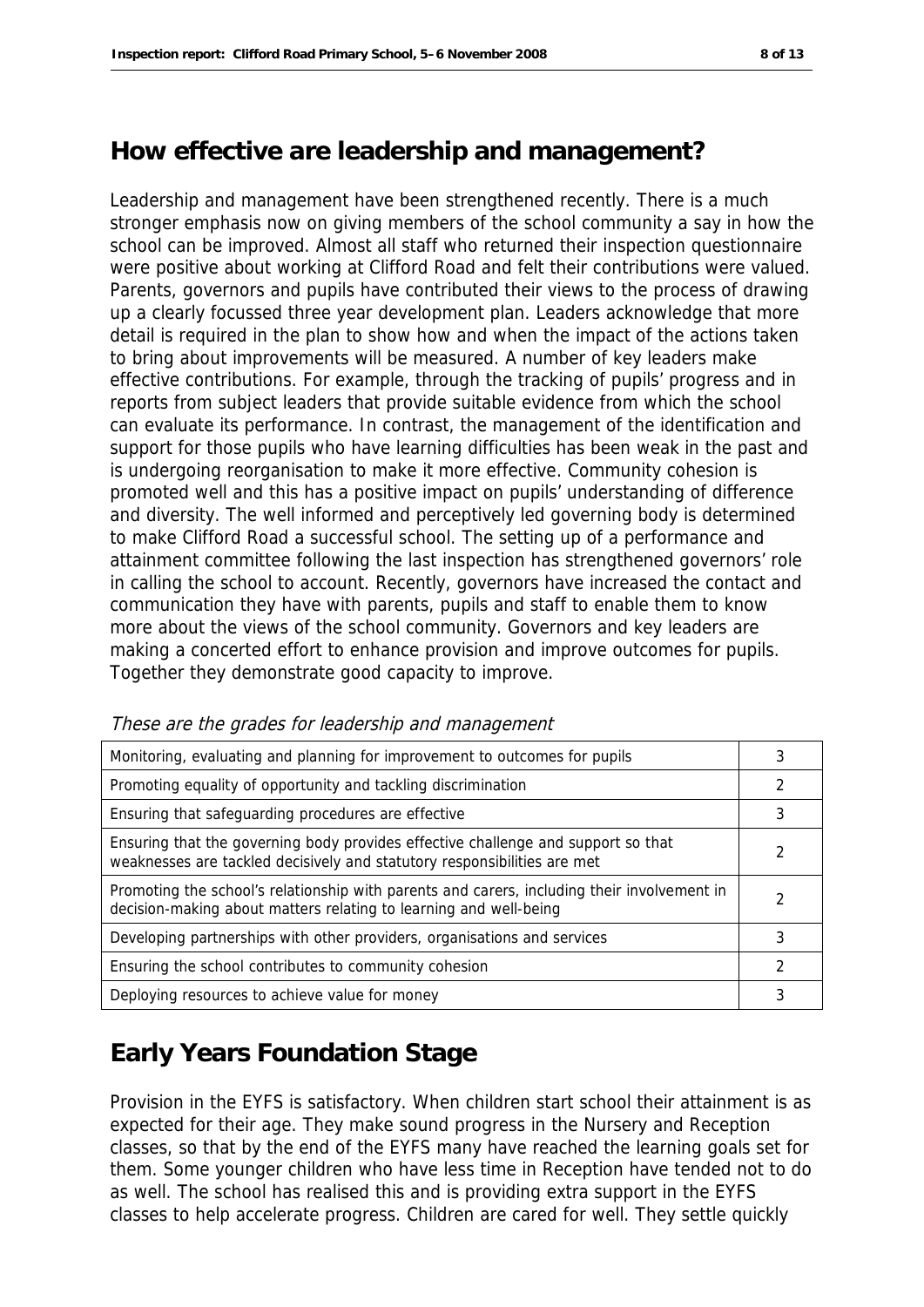## How effective are leadership and management?

Leadership and management have been strengthened recently. There is a much stronger emphasis now on giving members of the school community a say in how the school can be improved. Almost all staff who returned their inspection questionnaire were positive about working at Clifford Road and felt their contributions were valued. Parents, governors and pupils have contributed their views to the process of drawing up a clearly focussed three year development plan. Leaders acknowledge that more detail is required in the plan to show how and when the impact of the actions taken to bring about improvements will be measured. A number of key leaders make effective contributions. For example, through the tracking of pupils' progress and in reports from subject leaders that provide suitable evidence from which the school can evaluate its performance. In contrast, the management of the identification and support for those pupils who have learning difficulties has been weak in the past and is undergoing reorganisation to make it more effective. Community cohesion is promoted well and this has a positive impact on pupils' understanding of difference and diversity. The well informed and perceptively led governing body is determined to make Clifford Road a successful school. The setting up of a performance and attainment committee following the last inspection has strengthened governors' role in calling the school to account. Recently, governors have increased the contact and communication they have with parents, pupils and staff to enable them to know more about the views of the school community. Governors and key leaders are making a concerted effort to enhance provision and improve outcomes for pupils. Together they demonstrate good capacity to improve.

*These are the grades for leadership and management*

| | |
|---|---|
| Monitoring, evaluating and planning for improvement to outcomes for pupils | 3 |
| Promoting equality of opportunity and tackling discrimination | 2 |
| Ensuring that safeguarding procedures are effective | 3 |
| Ensuring that the governing body provides effective challenge and support so that weaknesses are tackled decisively and statutory responsibilities are met | 2 |
| Promoting the school's relationship with parents and carers, including their involvement in decision-making about matters relating to learning and well-being | 2 |
| Developing partnerships with other providers, organisations and services | 3 |
| Ensuring the school contributes to community cohesion | 2 |
| Deploying resources to achieve value for money | 3 |

## Early Years Foundation Stage

Provision in the EYFS is satisfactory. When children start school their attainment is as expected for their age. They make sound progress in the Nursery and Reception classes, so that by the end of the EYFS many have reached the learning goals set for them. Some younger children who have less time in Reception have tended not to do as well. The school has realised this and is providing extra support in the EYFS classes to help accelerate progress. Children are cared for well. They settle quickly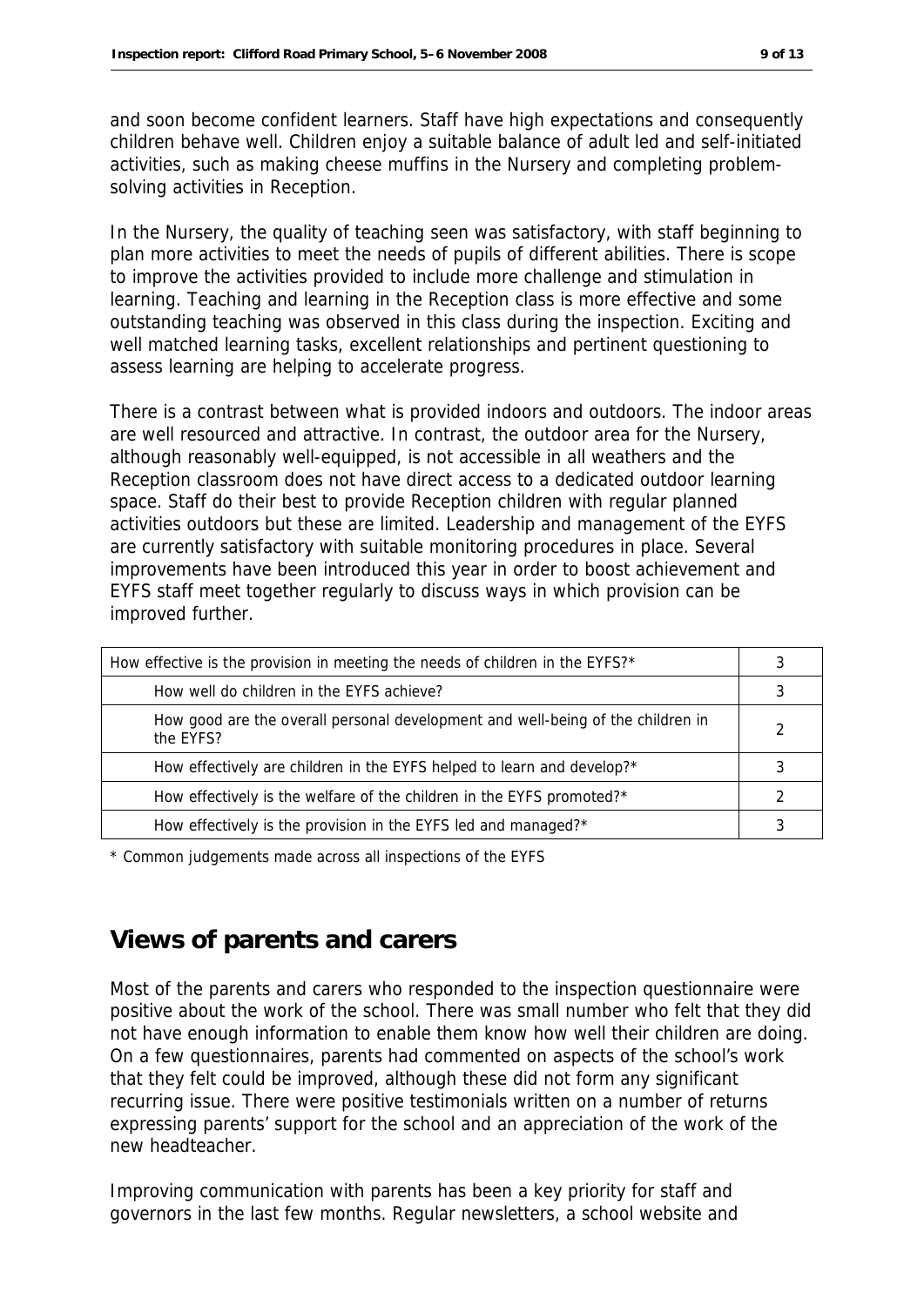and soon become confident learners. Staff have high expectations and consequently children behave well. Children enjoy a suitable balance of adult led and self-initiated activities, such as making cheese muffins in the Nursery and completing problem-solving activities in Reception.

In the Nursery, the quality of teaching seen was satisfactory, with staff beginning to plan more activities to meet the needs of pupils of different abilities. There is scope to improve the activities provided to include more challenge and stimulation in learning. Teaching and learning in the Reception class is more effective and some outstanding teaching was observed in this class during the inspection. Exciting and well matched learning tasks, excellent relationships and pertinent questioning to assess learning are helping to accelerate progress.

There is a contrast between what is provided indoors and outdoors. The indoor areas are well resourced and attractive. In contrast, the outdoor area for the Nursery, although reasonably well-equipped, is not accessible in all weathers and the Reception classroom does not have direct access to a dedicated outdoor learning space. Staff do their best to provide Reception children with regular planned activities outdoors but these are limited. Leadership and management of the EYFS are currently satisfactory with suitable monitoring procedures in place. Several improvements have been introduced this year in order to boost achievement and EYFS staff meet together regularly to discuss ways in which provision can be improved further.

| | |
|---|---|
| How effective is the provision in meeting the needs of children in the EYFS?* | 3 |
| How well do children in the EYFS achieve? | 3 |
| How good are the overall personal development and well-being of the children in the EYFS? | 2 |
| How effectively are children in the EYFS helped to learn and develop?* | 3 |
| How effectively is the welfare of the children in the EYFS promoted?* | 2 |
| How effectively is the provision in the EYFS led and managed?* | 3 |

\* Common judgements made across all inspections of the EYFS

## Views of parents and carers

Most of the parents and carers who responded to the inspection questionnaire were positive about the work of the school. There was small number who felt that they did not have enough information to enable them know how well their children are doing. On a few questionnaires, parents had commented on aspects of the school's work that they felt could be improved, although these did not form any significant recurring issue. There were positive testimonials written on a number of returns expressing parents' support for the school and an appreciation of the work of the new headteacher.

Improving communication with parents has been a key priority for staff and governors in the last few months. Regular newsletters, a school website and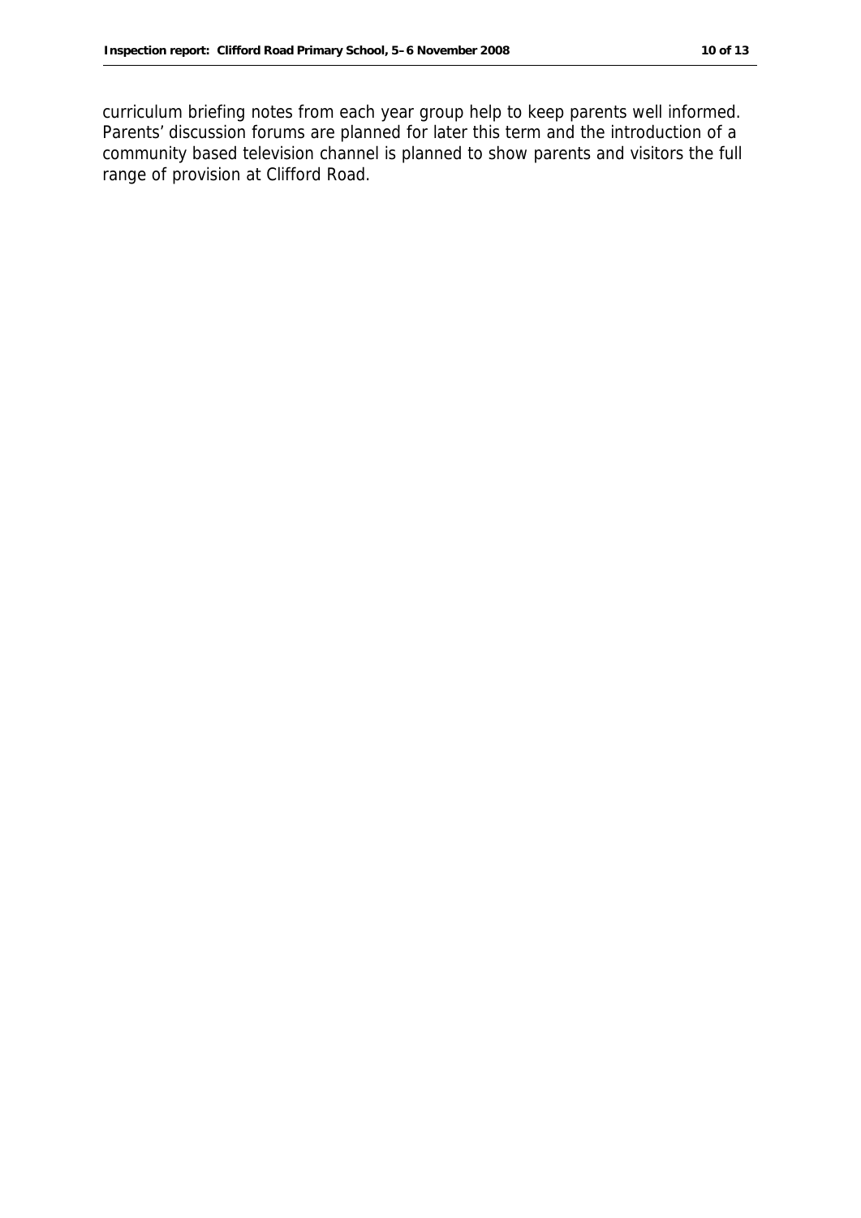curriculum briefing notes from each year group help to keep parents well informed. Parents' discussion forums are planned for later this term and the introduction of a community based television channel is planned to show parents and visitors the full range of provision at Clifford Road.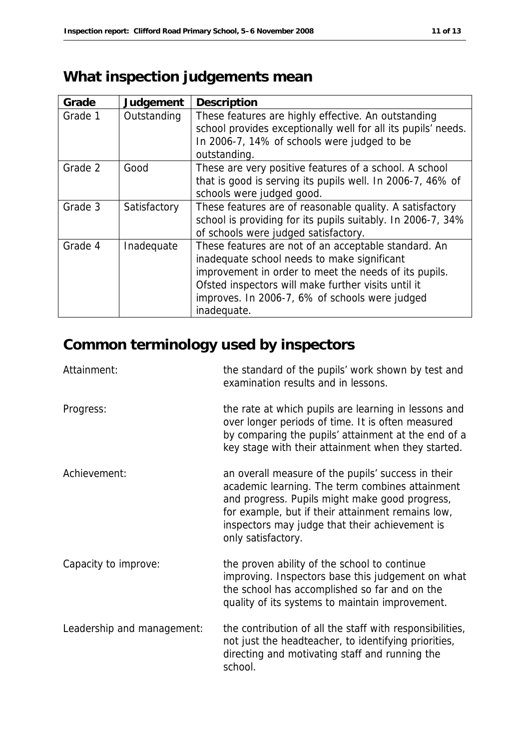## What inspection judgements mean

| Grade | Judgement | Description |
|---|---|---|
| Grade 1 | Outstanding | These features are highly effective. An outstanding school provides exceptionally well for all its pupils' needs. In 2006-7, 14% of schools were judged to be outstanding. |
| Grade 2 | Good | These are very positive features of a school. A school that is good is serving its pupils well. In 2006-7, 46% of schools were judged good. |
| Grade 3 | Satisfactory | These features are of reasonable quality. A satisfactory school is providing for its pupils suitably. In 2006-7, 34% of schools were judged satisfactory. |
| Grade 4 | Inadequate | These features are not of an acceptable standard. An inadequate school needs to make significant improvement in order to meet the needs of its pupils. Ofsted inspectors will make further visits until it improves. In 2006-7, 6% of schools were judged inadequate. |

## Common terminology used by inspectors

Attainment: the standard of the pupils' work shown by test and examination results and in lessons.

Progress: the rate at which pupils are learning in lessons and over longer periods of time. It is often measured by comparing the pupils' attainment at the end of a key stage with their attainment when they started.

Achievement: an overall measure of the pupils' success in their academic learning. The term combines attainment and progress. Pupils might make good progress, for example, but if their attainment remains low, inspectors may judge that their achievement is only satisfactory.

Capacity to improve: the proven ability of the school to continue improving. Inspectors base this judgement on what the school has accomplished so far and on the quality of its systems to maintain improvement.

Leadership and management: the contribution of all the staff with responsibilities, not just the headteacher, to identifying priorities, directing and motivating staff and running the school.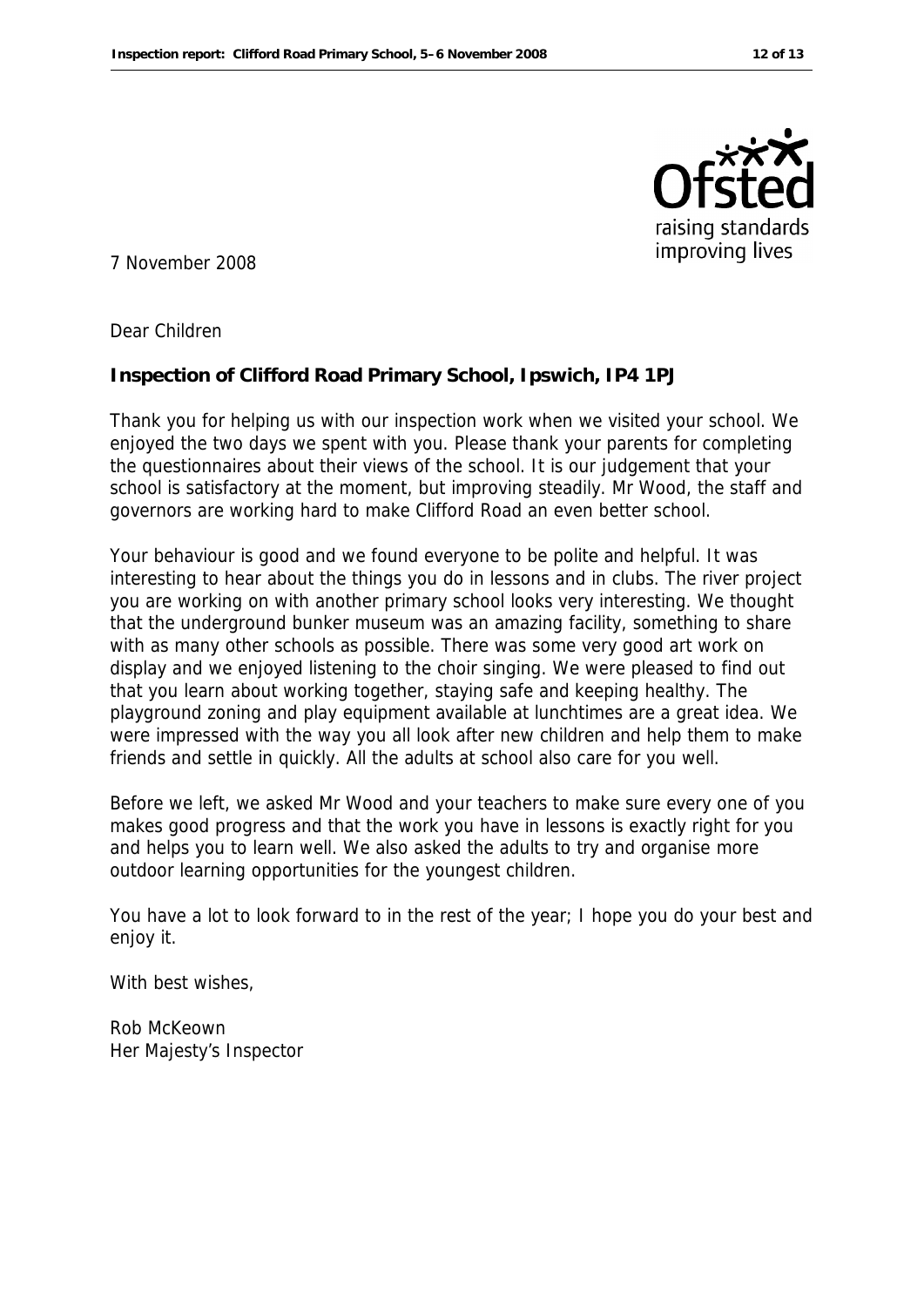7 November 2008

Dear Children

**Inspection of Clifford Road Primary School, Ipswich, IP4 1PJ**

Thank you for helping us with our inspection work when we visited your school. We enjoyed the two days we spent with you. Please thank your parents for completing the questionnaires about their views of the school. It is our judgement that your school is satisfactory at the moment, but improving steadily. Mr Wood, the staff and governors are working hard to make Clifford Road an even better school.

Your behaviour is good and we found everyone to be polite and helpful. It was interesting to hear about the things you do in lessons and in clubs. The river project you are working on with another primary school looks very interesting. We thought that the underground bunker museum was an amazing facility, something to share with as many other schools as possible. There was some very good art work on display and we enjoyed listening to the choir singing. We were pleased to find out that you learn about working together, staying safe and keeping healthy. The playground zoning and play equipment available at lunchtimes are a great idea. We were impressed with the way you all look after new children and help them to make friends and settle in quickly. All the adults at school also care for you well.

Before we left, we asked Mr Wood and your teachers to make sure every one of you makes good progress and that the work you have in lessons is exactly right for you and helps you to learn well. We also asked the adults to try and organise more outdoor learning opportunities for the youngest children.

You have a lot to look forward to in the rest of the year; I hope you do your best and enjoy it.

With best wishes,

Rob McKeown
Her Majesty's Inspector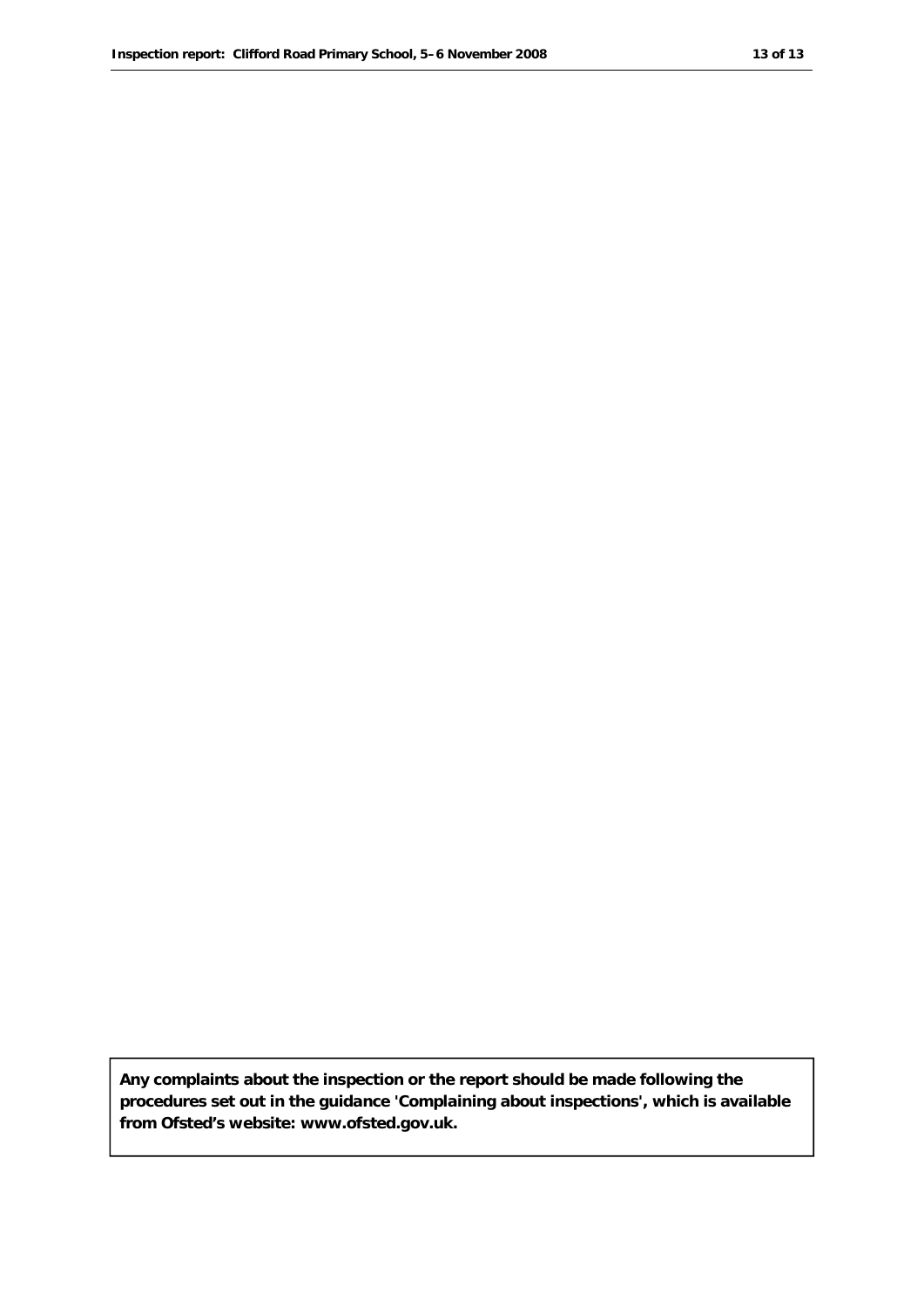**Any complaints about the inspection or the report should be made following the procedures set out in the guidance 'Complaining about inspections', which is available from Ofsted's website: www.ofsted.gov.uk.**